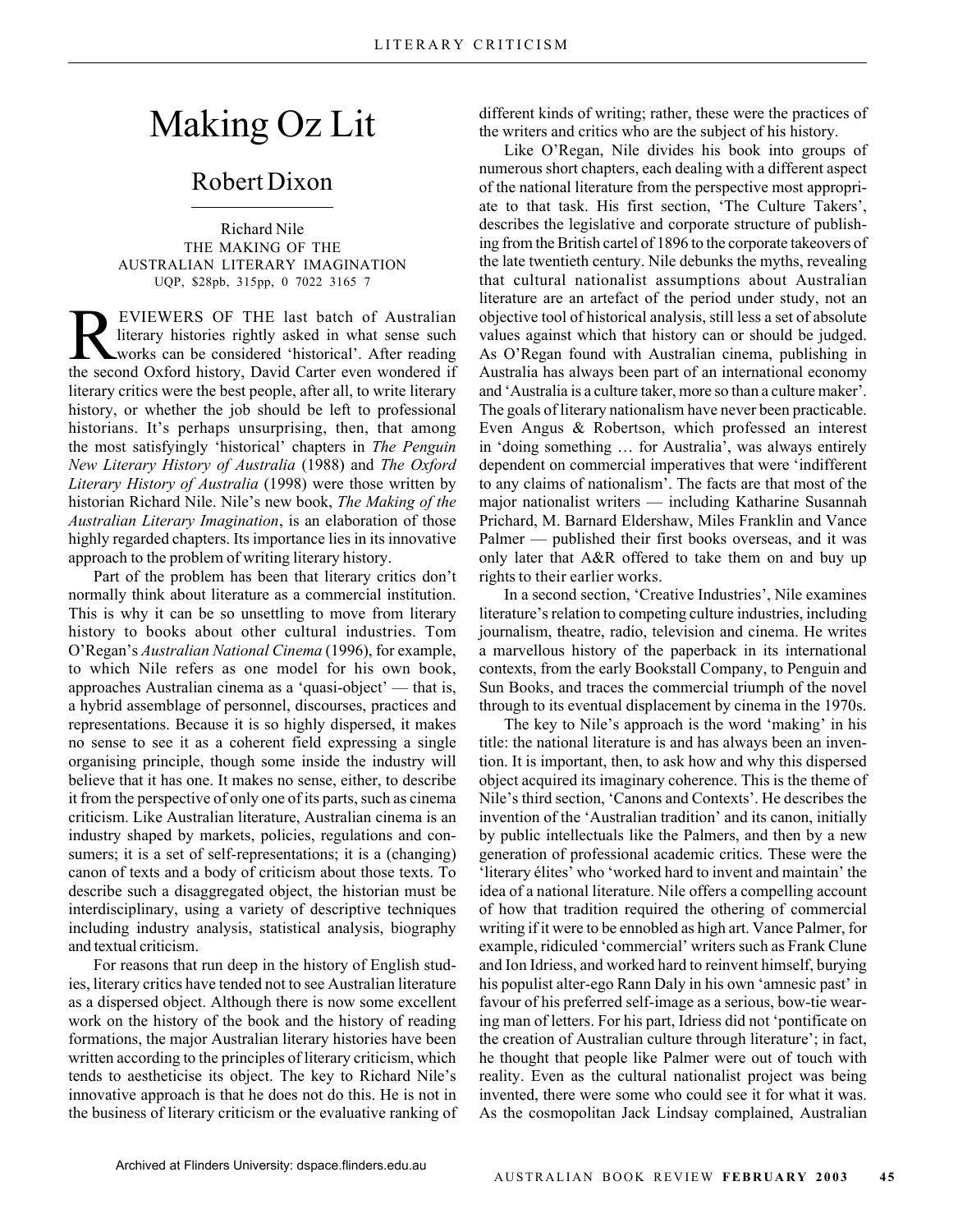# Making Oz Lit

## Robert Dixon

Richard Nile
THE MAKING OF THE AUSTRALIAN LITERARY IMAGINATION
UQP, $28pb, 315pp, 0 7022 3165 7

REVIEWERS OF THE last batch of Australian literary histories rightly asked in what sense such works can be considered 'historical'. After reading the second Oxford history, David Carter even wondered if literary critics were the best people, after all, to write literary history, or whether the job should be left to professional historians. It's perhaps unsurprising, then, that among the most satisfyingly 'historical' chapters in *The Penguin New Literary History of Australia* (1988) and *The Oxford Literary History of Australia* (1998) were those written by historian Richard Nile. Nile's new book, *The Making of the Australian Literary Imagination*, is an elaboration of those highly regarded chapters. Its importance lies in its innovative approach to the problem of writing literary history.

Part of the problem has been that literary critics don't normally think about literature as a commercial institution. This is why it can be so unsettling to move from literary history to books about other cultural industries. Tom O'Regan's *Australian National Cinema* (1996), for example, to which Nile refers as one model for his own book, approaches Australian cinema as a 'quasi-object' — that is, a hybrid assemblage of personnel, discourses, practices and representations. Because it is so highly dispersed, it makes no sense to see it as a coherent field expressing a single organising principle, though some inside the industry will believe that it has one. It makes no sense, either, to describe it from the perspective of only one of its parts, such as cinema criticism. Like Australian literature, Australian cinema is an industry shaped by markets, policies, regulations and consumers; it is a set of self-representations; it is a (changing) canon of texts and a body of criticism about those texts. To describe such a disaggregated object, the historian must be interdisciplinary, using a variety of descriptive techniques including industry analysis, statistical analysis, biography and textual criticism.

For reasons that run deep in the history of English studies, literary critics have tended not to see Australian literature as a dispersed object. Although there is now some excellent work on the history of the book and the history of reading formations, the major Australian literary histories have been written according to the principles of literary criticism, which tends to aestheticise its object. The key to Richard Nile's innovative approach is that he does not do this. He is not in the business of literary criticism or the evaluative ranking of different kinds of writing; rather, these were the practices of the writers and critics who are the subject of his history.

Like O'Regan, Nile divides his book into groups of numerous short chapters, each dealing with a different aspect of the national literature from the perspective most appropriate to that task. His first section, 'The Culture Takers', describes the legislative and corporate structure of publishing from the British cartel of 1896 to the corporate takeovers of the late twentieth century. Nile debunks the myths, revealing that cultural nationalist assumptions about Australian literature are an artefact of the period under study, not an objective tool of historical analysis, still less a set of absolute values against which that history can or should be judged. As O'Regan found with Australian cinema, publishing in Australia has always been part of an international economy and 'Australia is a culture taker, more so than a culture maker'. The goals of literary nationalism have never been practicable. Even Angus & Robertson, which professed an interest in 'doing something … for Australia', was always entirely dependent on commercial imperatives that were 'indifferent to any claims of nationalism'. The facts are that most of the major nationalist writers — including Katharine Susannah Prichard, M. Barnard Eldershaw, Miles Franklin and Vance Palmer — published their first books overseas, and it was only later that A&R offered to take them on and buy up rights to their earlier works.

In a second section, 'Creative Industries', Nile examines literature's relation to competing culture industries, including journalism, theatre, radio, television and cinema. He writes a marvellous history of the paperback in its international contexts, from the early Bookstall Company, to Penguin and Sun Books, and traces the commercial triumph of the novel through to its eventual displacement by cinema in the 1970s.

The key to Nile's approach is the word 'making' in his title: the national literature is and has always been an invention. It is important, then, to ask how and why this dispersed object acquired its imaginary coherence. This is the theme of Nile's third section, 'Canons and Contexts'. He describes the invention of the 'Australian tradition' and its canon, initially by public intellectuals like the Palmers, and then by a new generation of professional academic critics. These were the 'literary élites' who 'worked hard to invent and maintain' the idea of a national literature. Nile offers a compelling account of how that tradition required the othering of commercial writing if it were to be ennobled as high art. Vance Palmer, for example, ridiculed 'commercial' writers such as Frank Clune and Ion Idriess, and worked hard to reinvent himself, burying his populist alter-ego Rann Daly in his own 'amnesic past' in favour of his preferred self-image as a serious, bow-tie wearing man of letters. For his part, Idriess did not 'pontificate on the creation of Australian culture through literature'; in fact, he thought that people like Palmer were out of touch with reality. Even as the cultural nationalist project was being invented, there were some who could see it for what it was. As the cosmopolitan Jack Lindsay complained, Australian

Archived at Flinders University: dspace.flinders.edu.au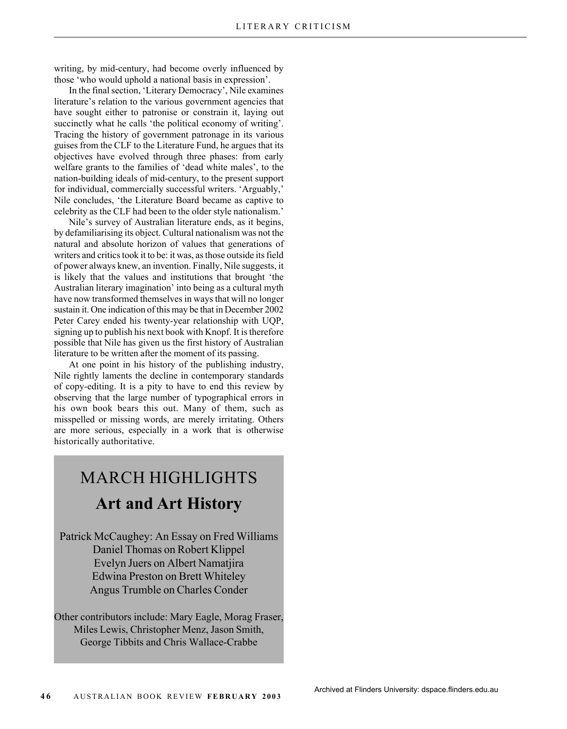writing, by mid-century, had become overly influenced by those 'who would uphold a national basis in expression'.

In the final section, 'Literary Democracy', Nile examines literature's relation to the various government agencies that have sought either to patronise or constrain it, laying out succinctly what he calls 'the political economy of writing'. Tracing the history of government patronage in its various guises from the CLF to the Literature Fund, he argues that its objectives have evolved through three phases: from early welfare grants to the families of 'dead white males', to the nation-building ideals of mid-century, to the present support for individual, commercially successful writers. 'Arguably,' Nile concludes, 'the Literature Board became as captive to celebrity as the CLF had been to the older style nationalism.'

Nile's survey of Australian literature ends, as it begins, by defamiliarising its object. Cultural nationalism was not the natural and absolute horizon of values that generations of writers and critics took it to be: it was, as those outside its field of power always knew, an invention. Finally, Nile suggests, it is likely that the values and institutions that brought 'the Australian literary imagination' into being as a cultural myth have now transformed themselves in ways that will no longer sustain it. One indication of this may be that in December 2002 Peter Carey ended his twenty-year relationship with UQP, signing up to publish his next book with Knopf. It is therefore possible that Nile has given us the first history of Australian literature to be written after the moment of its passing.

At one point in his history of the publishing industry, Nile rightly laments the decline in contemporary standards of copy-editing. It is a pity to have to end this review by observing that the large number of typographical errors in his own book bears this out. Many of them, such as misspelled or missing words, are merely irritating. Others are more serious, especially in a work that is otherwise historically authoritative.

## MARCH HIGHLIGHTS

### **Art and Art History**

Patrick McCaughey: An Essay on Fred Williams
Daniel Thomas on Robert Klippel
Evelyn Juers on Albert Namatjira
Edwina Preston on Brett Whiteley
Angus Trumble on Charles Conder

Other contributors include: Mary Eagle, Morag Fraser, Miles Lewis, Christopher Menz, Jason Smith, George Tibbits and Chris Wallace-Crabbe